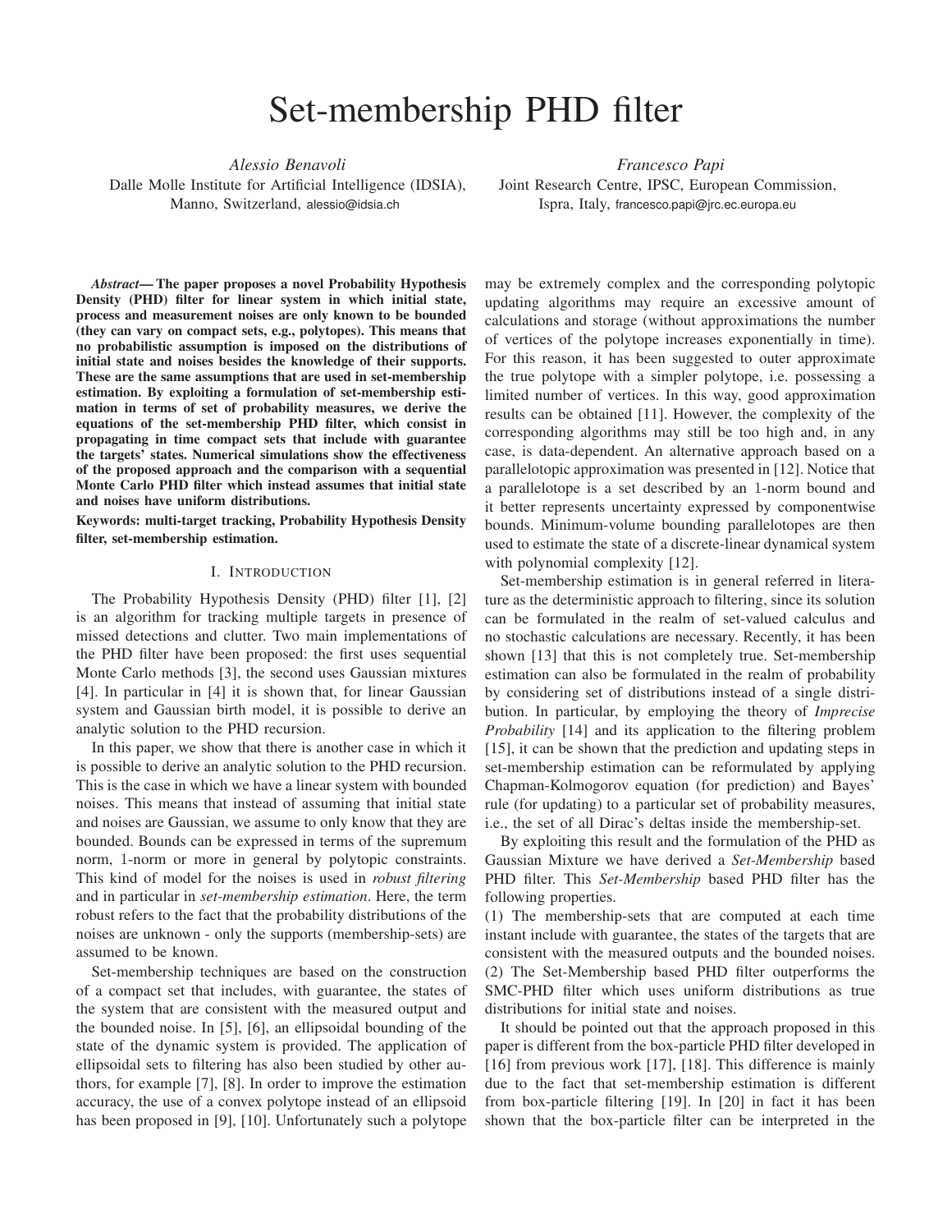# Set-membership PHD filter

*Alessio Benavoli*
Dalle Molle Institute for Artificial Intelligence (IDSIA),
Manno, Switzerland, alessio@idsia.ch

*Francesco Papi*
Joint Research Centre, IPSC, European Commission,
Ispra, Italy, francesco.papi@jrc.ec.europa.eu

***Abstract*— The paper proposes a novel Probability Hypothesis Density (PHD) filter for linear system in which initial state, process and measurement noises are only known to be bounded (they can vary on compact sets, e.g., polytopes). This means that no probabilistic assumption is imposed on the distributions of initial state and noises besides the knowledge of their supports. These are the same assumptions that are used in set-membership estimation. By exploiting a formulation of set-membership estimation in terms of set of probability measures, we derive the equations of the set-membership PHD filter, which consist in propagating in time compact sets that include with guarantee the targets' states. Numerical simulations show the effectiveness of the proposed approach and the comparison with a sequential Monte Carlo PHD filter which instead assumes that initial state and noises have uniform distributions.**

**Keywords: multi-target tracking, Probability Hypothesis Density filter, set-membership estimation.**

## I. Introduction

The Probability Hypothesis Density (PHD) filter [1], [2] is an algorithm for tracking multiple targets in presence of missed detections and clutter. Two main implementations of the PHD filter have been proposed: the first uses sequential Monte Carlo methods [3], the second uses Gaussian mixtures [4]. In particular in [4] it is shown that, for linear Gaussian system and Gaussian birth model, it is possible to derive an analytic solution to the PHD recursion.

In this paper, we show that there is another case in which it is possible to derive an analytic solution to the PHD recursion. This is the case in which we have a linear system with bounded noises. This means that instead of assuming that initial state and noises are Gaussian, we assume to only know that they are bounded. Bounds can be expressed in terms of the supremum norm, 1-norm or more in general by polytopic constraints. This kind of model for the noises is used in *robust filtering* and in particular in *set-membership estimation*. Here, the term robust refers to the fact that the probability distributions of the noises are unknown - only the supports (membership-sets) are assumed to be known.

Set-membership techniques are based on the construction of a compact set that includes, with guarantee, the states of the system that are consistent with the measured output and the bounded noise. In [5], [6], an ellipsoidal bounding of the state of the dynamic system is provided. The application of ellipsoidal sets to filtering has also been studied by other authors, for example [7], [8]. In order to improve the estimation accuracy, the use of a convex polytope instead of an ellipsoid has been proposed in [9], [10]. Unfortunately such a polytope may be extremely complex and the corresponding polytopic updating algorithms may require an excessive amount of calculations and storage (without approximations the number of vertices of the polytope increases exponentially in time). For this reason, it has been suggested to outer approximate the true polytope with a simpler polytope, i.e. possessing a limited number of vertices. In this way, good approximation results can be obtained [11]. However, the complexity of the corresponding algorithms may still be too high and, in any case, is data-dependent. An alternative approach based on a parallelotopic approximation was presented in [12]. Notice that a parallelotope is a set described by an 1-norm bound and it better represents uncertainty expressed by componentwise bounds. Minimum-volume bounding parallelotopes are then used to estimate the state of a discrete-linear dynamical system with polynomial complexity [12].

Set-membership estimation is in general referred in literature as the deterministic approach to filtering, since its solution can be formulated in the realm of set-valued calculus and no stochastic calculations are necessary. Recently, it has been shown [13] that this is not completely true. Set-membership estimation can also be formulated in the realm of probability by considering set of distributions instead of a single distribution. In particular, by employing the theory of *Imprecise Probability* [14] and its application to the filtering problem [15], it can be shown that the prediction and updating steps in set-membership estimation can be reformulated by applying Chapman-Kolmogorov equation (for prediction) and Bayes' rule (for updating) to a particular set of probability measures, i.e., the set of all Dirac's deltas inside the membership-set.

By exploiting this result and the formulation of the PHD as Gaussian Mixture we have derived a *Set-Membership* based PHD filter. This *Set-Membership* based PHD filter has the following properties.
(1) The membership-sets that are computed at each time instant include with guarantee, the states of the targets that are consistent with the measured outputs and the bounded noises.
(2) The Set-Membership based PHD filter outperforms the SMC-PHD filter which uses uniform distributions as true distributions for initial state and noises.

It should be pointed out that the approach proposed in this paper is different from the box-particle PHD filter developed in [16] from previous work [17], [18]. This difference is mainly due to the fact that set-membership estimation is different from box-particle filtering [19]. In [20] in fact it has been shown that the box-particle filter can be interpreted in the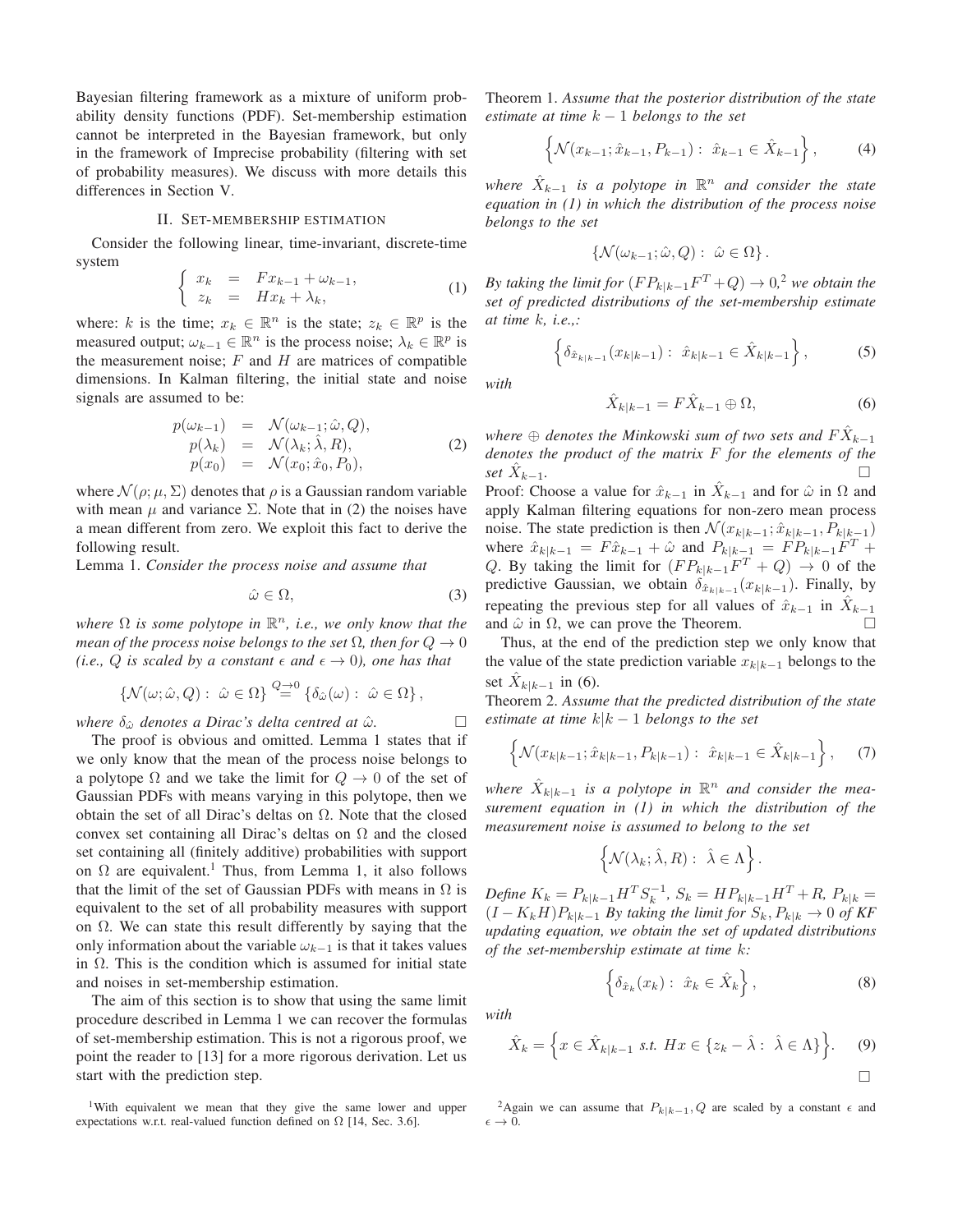Bayesian filtering framework as a mixture of uniform probability density functions (PDF). Set-membership estimation cannot be interpreted in the Bayesian framework, but only in the framework of Imprecise probability (filtering with set of probability measures). We discuss with more details this differences in Section V.

## II. Set-membership estimation

Consider the following linear, time-invariant, discrete-time system

$$
\left\{ \begin{array}{lcl} x_k & = & F x_{k-1} + \omega_{k-1}, \\ z_k & = & H x_k + \lambda_k, \end{array} \right. \tag{1}
$$

where: $k$ is the time; $x_k \in \mathbb{R}^n$ is the state; $z_k \in \mathbb{R}^p$ is the measured output; $\omega_{k-1} \in \mathbb{R}^n$ is the process noise; $\lambda_k \in \mathbb{R}^p$ is the measurement noise; $F$ and $H$ are matrices of compatible dimensions. In Kalman filtering, the initial state and noise signals are assumed to be:

$$
\begin{array}{lcl} p(\omega_{k-1}) & = & \mathcal{N}(\omega_{k-1}; \hat{\omega}, Q), \\ p(\lambda_k) & = & \mathcal{N}(\lambda_k; \hat{\lambda}, R), \\ p(x_0) & = & \mathcal{N}(x_0; \hat{x}_0, P_0), \end{array} \tag{2}
$$

where $\mathcal{N}(\rho; \mu, \Sigma)$ denotes that $\rho$ is a Gaussian random variable with mean $\mu$ and variance $\Sigma$. Note that in (2) the noises have a mean different from zero. We exploit this fact to derive the following result.

Lemma 1. *Consider the process noise and assume that*

$$
\hat{\omega} \in \Omega, \tag{3}
$$

*where $\Omega$ is some polytope in $\mathbb{R}^n$, i.e., we only know that the mean of the process noise belongs to the set $\Omega$, then for $Q \to 0$ (i.e., $Q$ is scaled by a constant $\epsilon$ and $\epsilon \to 0$), one has that*

$$
\{\mathcal{N}(\omega; \hat{\omega}, Q) : \ \hat{\omega} \in \Omega\} \stackrel{Q \to 0}{=} \{\delta_{\hat{\omega}}(\omega) : \ \hat{\omega} \in \Omega\},
$$

*where $\delta_{\hat{\omega}}$ denotes a Dirac's delta centred at $\hat{\omega}$.* □

The proof is obvious and omitted. Lemma 1 states that if we only know that the mean of the process noise belongs to a polytope $\Omega$ and we take the limit for $Q \to 0$ of the set of Gaussian PDFs with means varying in this polytope, then we obtain the set of all Dirac's deltas on $\Omega$. Note that the closed convex set containing all Dirac's deltas on $\Omega$ and the closed set containing all (finitely additive) probabilities with support on $\Omega$ are equivalent.[1] Thus, from Lemma 1, it also follows that the limit of the set of Gaussian PDFs with means in $\Omega$ is equivalent to the set of all probability measures with support on $\Omega$. We can state this result differently by saying that the only information about the variable $\omega_{k-1}$ is that it takes values in $\Omega$. This is the condition which is assumed for initial state and noises in set-membership estimation.

The aim of this section is to show that using the same limit procedure described in Lemma 1 we can recover the formulas of set-membership estimation. This is not a rigorous proof, we point the reader to [13] for a more rigorous derivation. Let us start with the prediction step.

Theorem 1. *Assume that the posterior distribution of the state estimate at time $k-1$ belongs to the set*

$$
\left\{ \mathcal{N}(x_{k-1}; \hat{x}_{k-1}, P_{k-1}) : \ \hat{x}_{k-1} \in \hat{X}_{k-1} \right\}, \tag{4}
$$

*where $\hat{X}_{k-1}$ is a polytope in $\mathbb{R}^n$ and consider the state equation in (1) in which the distribution of the process noise belongs to the set*

$$
\{\mathcal{N}(\omega_{k-1}; \hat{\omega}, Q) : \ \hat{\omega} \in \Omega\}.
$$

*By taking the limit for $(F P_{k|k-1} F^T + Q) \to 0$,[2] we obtain the set of predicted distributions of the set-membership estimate at time $k$, i.e.,:*

$$
\left\{ \delta_{\hat{x}_{k|k-1}}(x_{k|k-1}) : \ \hat{x}_{k|k-1} \in \hat{X}_{k|k-1} \right\}, \tag{5}
$$

*with*

$$
\hat{X}_{k|k-1} = F \hat{X}_{k-1} \oplus \Omega, \tag{6}
$$

*where $\oplus$ denotes the Minkowski sum of two sets and $F\hat{X}_{k-1}$ denotes the product of the matrix $F$ for the elements of the set $\hat{X}_{k-1}$.* □

Proof: Choose a value for $\hat{x}_{k-1}$ in $\hat{X}_{k-1}$ and for $\hat{\omega}$ in $\Omega$ and apply Kalman filtering equations for non-zero mean process noise. The state prediction is then $\mathcal{N}(x_{k|k-1}; \hat{x}_{k|k-1}, P_{k|k-1})$ where $\hat{x}_{k|k-1} = F\hat{x}_{k-1} + \hat{\omega}$ and $P_{k|k-1} = F P_{k|k-1} F^T + Q$. By taking the limit for $(F P_{k|k-1} F^T + Q) \to 0$ of the predictive Gaussian, we obtain $\delta_{\hat{x}_{k|k-1}}(x_{k|k-1})$. Finally, by repeating the previous step for all values of $\hat{x}_{k-1}$ in $\hat{X}_{k-1}$ and $\hat{\omega}$ in $\Omega$, we can prove the Theorem. □

Thus, at the end of the prediction step we only know that the value of the state prediction variable $x_{k|k-1}$ belongs to the set $\hat{X}_{k|k-1}$ in (6).

Theorem 2. *Assume that the predicted distribution of the state estimate at time $k|k-1$ belongs to the set*

$$
\left\{ \mathcal{N}(x_{k|k-1}; \hat{x}_{k|k-1}, P_{k|k-1}) : \ \hat{x}_{k|k-1} \in \hat{X}_{k|k-1} \right\}, \tag{7}
$$

*where $\hat{X}_{k|k-1}$ is a polytope in $\mathbb{R}^n$ and consider the measurement equation in (1) in which the distribution of the measurement noise is assumed to belong to the set*

$$
\left\{ \mathcal{N}(\lambda_k; \hat{\lambda}, R) : \ \hat{\lambda} \in \Lambda \right\}.
$$

*Define $K_k = P_{k|k-1} H^T S_k^{-1}$, $S_k = H P_{k|k-1} H^T + R$, $P_{k|k} = (I - K_k H) P_{k|k-1}$ By taking the limit for $S_k, P_{k|k} \to 0$ of KF updating equation, we obtain the set of updated distributions of the set-membership estimate at time $k$:*

$$
\left\{ \delta_{\hat{x}_k}(x_k) : \ \hat{x}_k \in \hat{X}_k \right\}, \tag{8}
$$

*with*

$$
\hat{X}_k = \left\{ x \in \hat{X}_{k|k-1} \ s.t. \ Hx \in \{z_k - \hat{\lambda} : \ \hat{\lambda} \in \Lambda\} \right\}. \tag{9}
$$

□

[1] With equivalent we mean that they give the same lower and upper expectations w.r.t. real-valued function defined on $\Omega$ [14, Sec. 3.6].

[2] Again we can assume that $P_{k|k-1}, Q$ are scaled by a constant $\epsilon$ and $\epsilon \to 0$.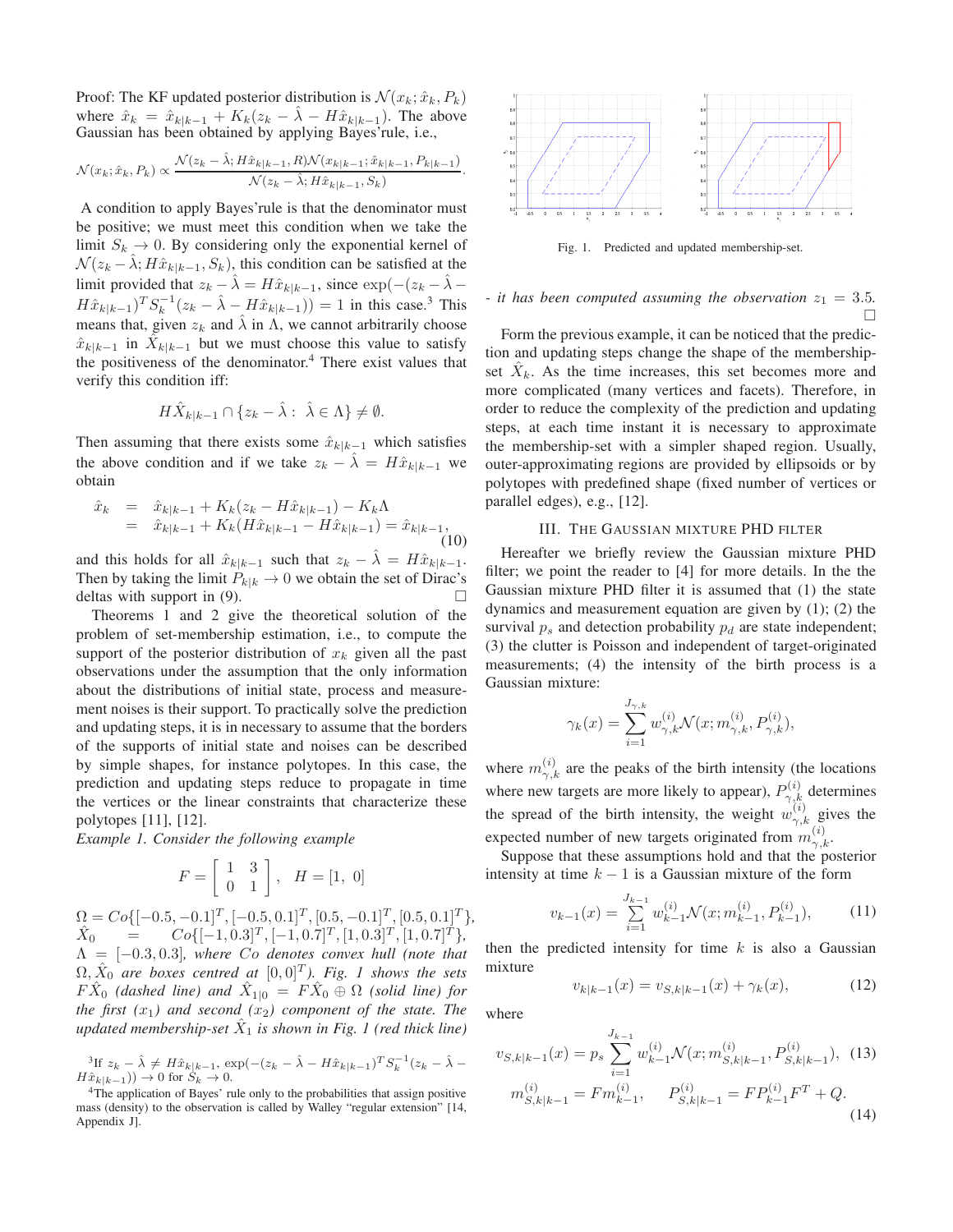Proof: The KF updated posterior distribution is $\mathcal{N}(x_k; \hat{x}_k, P_k)$ where $\hat{x}_k = \hat{x}_{k|k-1} + K_k(z_k - \hat{\lambda} - H\hat{x}_{k|k-1})$. The above Gaussian has been obtained by applying Bayes'rule, i.e.,

$$\mathcal{N}(x_k; \hat{x}_k, P_k) \propto \frac{\mathcal{N}(z_k - \hat{\lambda}; H\hat{x}_{k|k-1}, R)\mathcal{N}(x_{k|k-1}; \hat{x}_{k|k-1}, P_{k|k-1})}{\mathcal{N}(z_k - \hat{\lambda}; H\hat{x}_{k|k-1}, S_k)}.$$

A condition to apply Bayes'rule is that the denominator must be positive; we must meet this condition when we take the limit $S_k \to 0$. By considering only the exponential kernel of $\mathcal{N}(z_k - \hat{\lambda}; H\hat{x}_{k|k-1}, S_k)$, this condition can be satisfied at the limit provided that $z_k - \hat{\lambda} = H\hat{x}_{k|k-1}$, since $\exp(-(z_k - \hat{\lambda} - H\hat{x}_{k|k-1})^T S_k^{-1}(z_k - \hat{\lambda} - H\hat{x}_{k|k-1})) = 1$ in this case.[3] This means that, given $z_k$ and $\hat{\lambda}$ in $\Lambda$, we cannot arbitrarily choose $\hat{x}_{k|k-1}$ in $\hat{X}_{k|k-1}$ but we must choose this value to satisfy the positiveness of the denominator.[4] There exist values that verify this condition iff:

$$H\hat{X}_{k|k-1} \cap \{z_k - \hat{\lambda} : \hat{\lambda} \in \Lambda\} \neq \emptyset.$$

Then assuming that there exists some $\hat{x}_{k|k-1}$ which satisfies the above condition and if we take $z_k - \hat{\lambda} = H\hat{x}_{k|k-1}$ we obtain

$$\begin{aligned} \hat{x}_k &= \hat{x}_{k|k-1} + K_k(z_k - H\hat{x}_{k|k-1}) - K_k\Lambda \\ &= \hat{x}_{k|k-1} + K_k(H\hat{x}_{k|k-1} - H\hat{x}_{k|k-1}) = \hat{x}_{k|k-1}, \end{aligned} \tag{10}$$

and this holds for all $\hat{x}_{k|k-1}$ such that $z_k - \hat{\lambda} = H\hat{x}_{k|k-1}$. Then by taking the limit $P_{k|k} \to 0$ we obtain the set of Dirac's deltas with support in (9). □

Theorems 1 and 2 give the theoretical solution of the problem of set-membership estimation, i.e., to compute the support of the posterior distribution of $x_k$ given all the past observations under the assumption that the only information about the distributions of initial state, process and measurement noises is their support. To practically solve the prediction and updating steps, it is in necessary to assume that the borders of the supports of initial state and noises can be described by simple shapes, for instance polytopes. In this case, the prediction and updating steps reduce to propagate in time the vertices or the linear constraints that characterize these polytopes [11], [12].

*Example 1. Consider the following example*

$$F = \begin{bmatrix} 1 & 3 \\ 0 & 1 \end{bmatrix}, \quad H = [1, \ 0]$$

$\Omega = Co\{[-0.5, -0.1]^T, [-0.5, 0.1]^T, [0.5, -0.1]^T, [0.5, 0.1]^T\}$, $\hat{X}_0 = Co\{[-1, 0.3]^T, [-1, 0.7]^T, [1, 0.3]^T, [1, 0.7]^T\}$, $\Lambda = [-0.3, 0.3]$*, where* $Co$ *denotes convex hull (note that* $\Omega, \hat{X}_0$ *are boxes centred at* $[0, 0]^T$*). Fig. 1 shows the sets* $F\hat{X}_0$ *(dashed line) and* $\hat{X}_{1|0} = F\hat{X}_0 \oplus \Omega$ *(solid line) for the first* ($x_1$) *and second* ($x_2$) *component of the state. The updated membership-set* $\hat{X}_1$ *is shown in Fig. 1 (red thick line)*

Fig. 1. Predicted and updated membership-set.

*- it has been computed assuming the observation* $z_1 = 3.5$. □

Form the previous example, it can be noticed that the prediction and updating steps change the shape of the membership-set $\hat{X}_k$. As the time increases, this set becomes more and more complicated (many vertices and facets). Therefore, in order to reduce the complexity of the prediction and updating steps, at each time instant it is necessary to approximate the membership-set with a simpler shaped region. Usually, outer-approximating regions are provided by ellipsoids or by polytopes with predefined shape (fixed number of vertices or parallel edges), e.g., [12].

## III. The Gaussian mixture PHD filter

Hereafter we briefly review the Gaussian mixture PHD filter; we point the reader to [4] for more details. In the the Gaussian mixture PHD filter it is assumed that (1) the state dynamics and measurement equation are given by (1); (2) the survival $p_s$ and detection probability $p_d$ are state independent; (3) the clutter is Poisson and independent of target-originated measurements; (4) the intensity of the birth process is a Gaussian mixture:

$$\gamma_k(x) = \sum_{i=1}^{J_{\gamma,k}} w_{\gamma,k}^{(i)} \mathcal{N}(x; m_{\gamma,k}^{(i)}, P_{\gamma,k}^{(i)}),$$

where $m_{\gamma,k}^{(i)}$ are the peaks of the birth intensity (the locations where new targets are more likely to appear), $P_{\gamma,k}^{(i)}$ determines the spread of the birth intensity, the weight $w_{\gamma,k}^{(i)}$ gives the expected number of new targets originated from $m_{\gamma,k}^{(i)}$.

Suppose that these assumptions hold and that the posterior intensity at time $k-1$ is a Gaussian mixture of the form

$$v_{k-1}(x) = \sum_{i=1}^{J_{k-1}} w_{k-1}^{(i)} \mathcal{N}(x; m_{k-1}^{(i)}, P_{k-1}^{(i)}), \tag{11}$$

then the predicted intensity for time $k$ is also a Gaussian mixture

$$v_{k|k-1}(x) = v_{S,k|k-1}(x) + \gamma_k(x), \tag{12}$$

where

$$v_{S,k|k-1}(x) = p_s \sum_{i=1}^{J_{k-1}} w_{k-1}^{(i)} \mathcal{N}(x; m_{S,k|k-1}^{(i)}, P_{S,k|k-1}^{(i)}), \tag{13}$$

$$m_{S,k|k-1}^{(i)} = F m_{k-1}^{(i)}, \qquad P_{S,k|k-1}^{(i)} = F P_{k-1}^{(i)} F^T + Q. \tag{14}$$

[3] If $z_k - \hat{\lambda} \neq H\hat{x}_{k|k-1}$, $\exp(-(z_k - \hat{\lambda} - H\hat{x}_{k|k-1})^T S_k^{-1}(z_k - \hat{\lambda} - H\hat{x}_{k|k-1})) \to 0$ for $S_k \to 0$.

[4] The application of Bayes' rule only to the probabilities that assign positive mass (density) to the observation is called by Walley "regular extension" [14, Appendix J].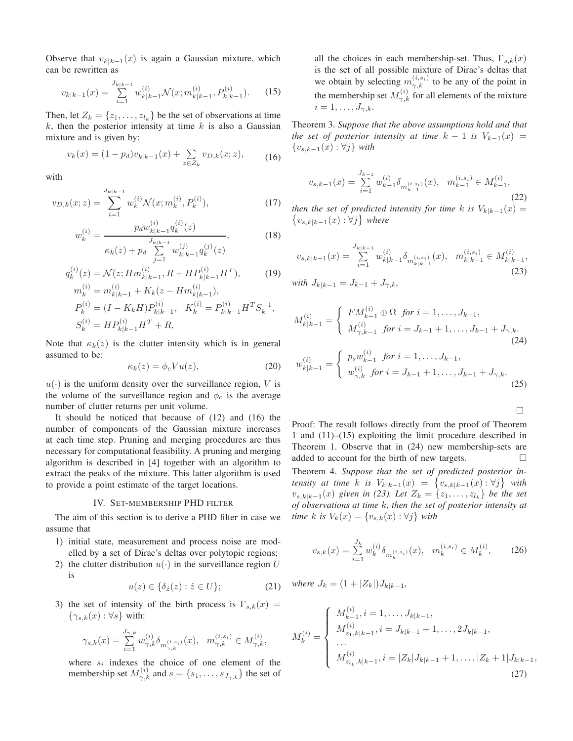Observe that $v_{k|k-1}(x)$ is again a Gaussian mixture, which can be rewritten as

$$v_{k|k-1}(x) = \sum_{i=1}^{J_{k|k-1}} w_{k|k-1}^{(i)} \mathcal{N}(x; m_{k|k-1}^{(i)}, P_{k|k-1}^{(i)}). \qquad (15)$$

Then, let $Z_k = \{z_1, \ldots, z_{l_k}\}$ be the set of observations at time $k$, then the posterior intensity at time $k$ is also a Gaussian mixture and is given by:

$$v_k(x) = (1 - p_d) v_{k|k-1}(x) + \sum_{z \in Z_k} v_{D,k}(x; z), \qquad (16)$$

with

$$v_{D,k}(x; z) = \sum_{i=1}^{J_{k|k-1}} w_k^{(i)} \mathcal{N}(x; m_k^{(i)}, P_k^{(i)}), \qquad (17)$$

$$w_k^{(i)} = \frac{p_d w_{k|k-1}^{(i)} q_k^{(i)}(z)}{\kappa_k(z) + p_d \sum_{j=1}^{J_{k|k-1}} w_{k|k-1}^{(j)} q_k^{(j)}(z)}, \qquad (18)$$

$$q_k^{(i)}(z) = \mathcal{N}(z; H m_{k|k-1}^{(i)}, R + H P_{k|k-1}^{(i)} H^T), \qquad (19)$$

$$m_k^{(i)} = m_{k|k-1}^{(i)} + K_k (z - H m_{k|k-1}^{(i)}),$$

$$P_k^{(i)} = (I - K_k H) P_{k|k-1}^{(i)}, \quad K_k^{(i)} = P_{k|k-1}^{(i)} H^T S_k^{-1},$$

$$S_k^{(i)} = H P_{k|k-1}^{(i)} H^T + R,$$

Note that $\kappa_k(z)$ is the clutter intensity which is in general assumed to be:

$$\kappa_k(z) = \phi_c V u(z), \qquad (20)$$

$u(\cdot)$ is the uniform density over the surveillance region, $V$ is the volume of the surveillance region and $\phi_c$ is the average number of clutter returns per unit volume.

It should be noticed that because of (12) and (16) the number of components of the Gaussian mixture increases at each time step. Pruning and merging procedures are thus necessary for computational feasibility. A pruning and merging algorithm is described in [4] together with an algorithm to extract the peaks of the mixture. This latter algorithm is used to provide a point estimate of the target locations.

## IV. Set-membership PHD filter

The aim of this section is to derive a PHD filter in case we assume that

1) initial state, measurement and process noise are modelled by a set of Dirac's deltas over polytopic regions;
2) the clutter distribution $u(\cdot)$ in the surveillance region $U$ is

$$u(z) \in \{\delta_{\hat{z}}(z) : \hat{z} \in U\}; \qquad (21)$$

3) the set of intensity of the birth process is $\Gamma_{s,k}(x) = \{\gamma_{s,k}(x) : \forall s\}$ with:

$$\gamma_{s,k}(x) = \sum_{i=1}^{J_{\gamma,k}} w_{\gamma,k}^{(i)} \delta_{m_{\gamma,k}^{(i,s_i)}}(x), \quad m_{\gamma,k}^{(i,s_i)} \in M_{\gamma,k}^{(i)},$$

where $s_i$ indexes the choice of one element of the membership set $M_{\gamma,k}^{(i)}$ and $s = \{s_1, \ldots, s_{J_{\gamma,k}}\}$ the set of all the choices in each membership-set. Thus, $\Gamma_{s,k}(x)$ is the set of all possible mixture of Dirac's deltas that we obtain by selecting $m_{\gamma,k}^{(i,s_i)}$ to be any of the point in the membership set $M_{\gamma,k}^{(i)}$ for all elements of the mixture $i = 1, \ldots, J_{\gamma,k}$.

Theorem 3. *Suppose that the above assumptions hold and that the set of posterior intensity at time $k-1$ is $V_{k-1}(x) = \{v_{s,k-1}(x) : \forall j\}$ with*

$$v_{s,k-1}(x) = \sum_{i=1}^{J_{k-1}} w_{k-1}^{(i)} \delta_{m_{k-1}^{(i,s_i)}}(x), \quad m_{k-1}^{(i,s_i)} \in M_{k-1}^{(i)}, \qquad (22)$$

*then the set of predicted intensity for time $k$ is $V_{k|k-1}(x) = \{v_{s,k|k-1}(x) : \forall j\}$ where*

$$v_{s,k|k-1}(x) = \sum_{i=1}^{J_{k|k-1}} w_{k-1}^{(i)} \delta_{m_{k|k-1}^{(i,s_i)}}(x), \quad m_{k|k-1}^{(i,s_i)} \in M_{k|k-1}^{(i)}, \qquad (23)$$

*with $J_{k|k-1} = J_{k-1} + J_{\gamma,k}$,*

$$M_{k|k-1}^{(i)} = \begin{cases} F M_{k-1}^{(i)} \oplus \Omega & \text{for } i = 1, \ldots, J_{k-1}, \\ M_{\gamma,k-1}^{(i)} & \text{for } i = J_{k-1}+1, \ldots, J_{k-1} + J_{\gamma,k}. \end{cases} \qquad (24)$$

$$w_{k|k-1}^{(i)} = \begin{cases} p_s w_{k-1}^{(i)} & \text{for } i = 1, \ldots, J_{k-1}, \\ w_{\gamma,k}^{(i)} & \text{for } i = J_{k-1}+1, \ldots, J_{k-1} + J_{\gamma,k}. \end{cases} \qquad (25)$$

□

Proof: The result follows directly from the proof of Theorem 1 and (11)–(15) exploiting the limit procedure described in Theorem 1. Observe that in (24) new membership-sets are added to account for the birth of new targets. □

Theorem 4. *Suppose that the set of predicted posterior intensity at time $k$ is $V_{k|k-1}(x) = \{v_{s,k|k-1}(x) : \forall j\}$ with $v_{s,k|k-1}(x)$ given in (23). Let $Z_k = \{z_1, \ldots, z_{l_k}\}$ be the set of observations at time $k$, then the set of posterior intensity at time $k$ is $V_k(x) = \{v_{s,k}(x) : \forall j\}$ with*

$$v_{s,k}(x) = \sum_{i=1}^{J_k} w_k^{(i)} \delta_{m_k^{(i,s_i)}}(x), \quad m_k^{(i,s_i)} \in M_k^{(i)}, \qquad (26)$$

*where $J_k = (1 + |Z_k|) J_{k|k-1}$,*

$$M_k^{(i)} = \begin{cases} M_{k-1}^{(i)}, i = 1, \ldots, J_{k|k-1}, \\ M_{z_1,k|k-1}^{(i)}, i = J_{k|k-1}+1, \ldots, 2J_{k|k-1}, \\ \ldots \\ M_{z_{l_k},k|k-1}^{(i)}, i = |Z_k| J_{k|k-1}+1, \ldots, |Z_k+1| J_{k|k-1}, \end{cases} \qquad (27)$$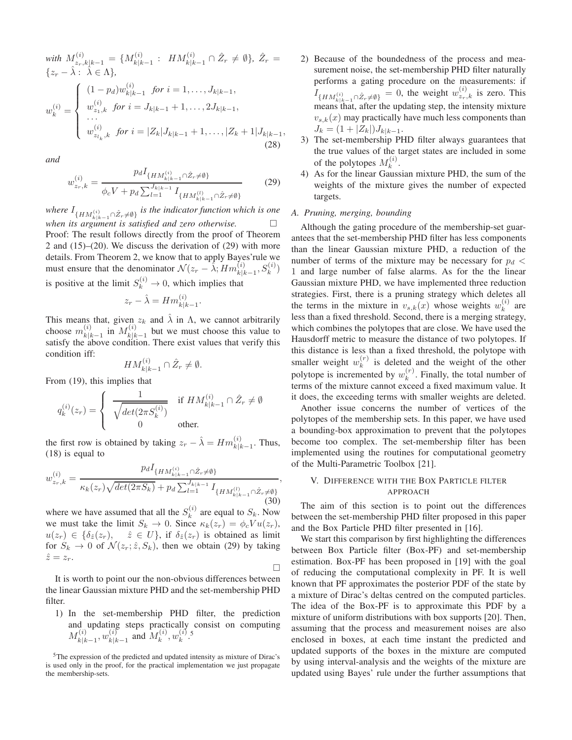*with* $M^{(i)}_{z_r,k|k-1} = \{M^{(i)}_{k|k-1} : \; HM^{(i)}_{k|k-1} \cap \hat{Z}_r \neq \emptyset\}$, $\hat{Z}_r = \{z_r - \hat{\lambda} : \; \hat{\lambda} \in \Lambda\}$,

$$
w_k^{(i)} = \begin{cases} (1-p_d) w^{(i)}_{k|k-1} \;\; \text{for } i = 1, \ldots, J_{k|k-1}, \\ w^{(i)}_{z_1,k} \;\; \text{for } i = J_{k|k-1}+1, \ldots, 2J_{k|k-1}, \\ \cdots \\ w^{(i)}_{z_{l_k},k} \;\; \text{for } i = |Z_k| J_{k|k-1}+1, \ldots, |Z_k+1| J_{k|k-1}, \end{cases} \tag{28}
$$

*and*

$$
w^{(i)}_{z_r,k} = \frac{p_d I_{\{HM^{(i)}_{k|k-1} \cap \hat{Z}_r \neq \emptyset\}}}{\phi_c V + p_d \sum_{l=1}^{J_{k|k-1}} I_{\{HM^{(l)}_{k|k-1} \cap \hat{Z}_r \neq \emptyset\}}} \tag{29}
$$

*where* $I_{\{HM^{(i)}_{k|k-1} \cap \hat{Z}_r \neq \emptyset\}}$ *is the indicator function which is one when its argument is satisfied and zero otherwise.* □

Proof: The result follows directly from the proof of Theorem 2 and (15)–(20). We discuss the derivation of (29) with more details. From Theorem 2, we know that to apply Bayes'rule we must ensure that the denominator $\mathcal{N}(z_r - \hat{\lambda}; Hm^{(i)}_{k|k-1}, S^{(i)}_k)$ is positive at the limit $S^{(i)}_k \to 0$, which implies that

$$
z_r - \hat{\lambda} = Hm^{(i)}_{k|k-1}.
$$

This means that, given $z_k$ and $\hat{\lambda}$ in $\Lambda$, we cannot arbitrarily choose $m^{(i)}_{k|k-1}$ in $M^{(i)}_{k|k-1}$ but we must choose this value to satisfy the above condition. There exist values that verify this condition iff:

$$
HM^{(i)}_{k|k-1} \cap \hat{Z}_r \neq \emptyset.
$$

From (19), this implies that

$$
q^{(i)}_k(z_r) = \begin{cases} \dfrac{1}{\sqrt{det(2\pi S^{(i)}_k)}} & \text{if } HM^{(i)}_{k|k-1} \cap \hat{Z}_r \neq \emptyset \\ 0 & \text{other.} \end{cases}
$$

the first row is obtained by taking $z_r - \hat{\lambda} = Hm^{(i)}_{k|k-1}$. Thus, (18) is equal to

$$
w^{(i)}_{z_r,k} = \frac{p_d I_{\{HM^{(i)}_{k|k-1} \cap \hat{Z}_r \neq \emptyset\}}}{\kappa_k(z_r)\sqrt{det(2\pi S_k)} + p_d \sum_{l=1}^{J_{k|k-1}} I_{\{HM^{(l)}_{k|k-1} \cap \hat{Z}_r \neq \emptyset\}}}, \tag{30}
$$

where we have assumed that all the $S^{(i)}_k$ are equal to $S_k$. Now we must take the limit $S_k \to 0$. Since $\kappa_k(z_r) = \phi_c V u(z_r)$, $u(z_r) \in \{\delta_{\hat{z}}(z_r), \quad \hat{z} \in U\}$, if $\delta_{\hat{z}}(z_r)$ is obtained as limit for $S_k \to 0$ of $\mathcal{N}(z_r; \hat{z}, S_k)$, then we obtain (29) by taking $\hat{z} = z_r$.

□

It is worth to point our the non-obvious differences between the linear Gaussian mixture PHD and the set-membership PHD filter.

1) In the set-membership PHD filter, the prediction and updating steps practically consist on computing $M^{(i)}_{k|k-1}, w^{(i)}_{k|k-1}$ and $M^{(i)}_k, w^{(i)}_k$.[5]
2) Because of the boundedness of the process and measurement noise, the set-membership PHD filter naturally performs a gating procedure on the measurements: if $I_{\{HM^{(i)}_{k|k-1} \cap \hat{Z}_r \neq \emptyset\}} = 0$, the weight $w^{(i)}_{z_r,k}$ is zero. This means that, after the updating step, the intensity mixture $v_{s,k}(x)$ may practically have much less components than $J_k = (1 + |Z_k|)J_{k|k-1}$.
3) The set-membership PHD filter always guarantees that the true values of the target states are included in some of the polytopes $M^{(i)}_k$.
4) As for the linear Gaussian mixture PHD, the sum of the weights of the mixture gives the number of expected targets.

[5] The expression of the predicted and updated intensity as mixture of Dirac's is used only in the proof, for the practical implementation we just propagate the membership-sets.

### A. Pruning, merging, bounding

Although the gating procedure of the membership-set guarantees that the set-membership PHD filter has less components than the linear Gaussian mixture PHD, a reduction of the number of terms of the mixture may be necessary for $p_d < 1$ and large number of false alarms. As for the the linear Gaussian mixture PHD, we have implemented three reduction strategies. First, there is a pruning strategy which deletes all the terms in the mixture in $v_{s,k}(x)$ whose weights $w^{(i)}_k$ are less than a fixed threshold. Second, there is a merging strategy, which combines the polytopes that are close. We have used the Hausdorff metric to measure the distance of two polytopes. If this distance is less than a fixed threshold, the polytope with smaller weight $w^{(r)}_k$ is deleted and the weight of the other polytope is incremented by $w^{(r)}_k$. Finally, the total number of terms of the mixture cannot exceed a fixed maximum value. It it does, the exceeding terms with smaller weights are deleted.

Another issue concerns the number of vertices of the polytopes of the membership sets. In this paper, we have used a bounding-box approximation to prevent that the polytopes become too complex. The set-membership filter has been implemented using the routines for computational geometry of the Multi-Parametric Toolbox [21].

## V. Difference with the Box Particle filter approach

The aim of this section is to point out the differences between the set-membership PHD filter proposed in this paper and the Box Particle PHD filter presented in [16].

We start this comparison by first highlighting the differences between Box Particle filter (Box-PF) and set-membership estimation. Box-PF has been proposed in [19] with the goal of reducing the computational complexity in PF. It is well known that PF approximates the posterior PDF of the state by a mixture of Dirac's deltas centred on the computed particles. The idea of the Box-PF is to approximate this PDF by a mixture of uniform distributions with box supports [20]. Then, assuming that the process and measurement noises are also enclosed in boxes, at each time instant the predicted and updated supports of the boxes in the mixture are computed by using interval-analysis and the weights of the mixture are updated using Bayes' rule under the further assumptions that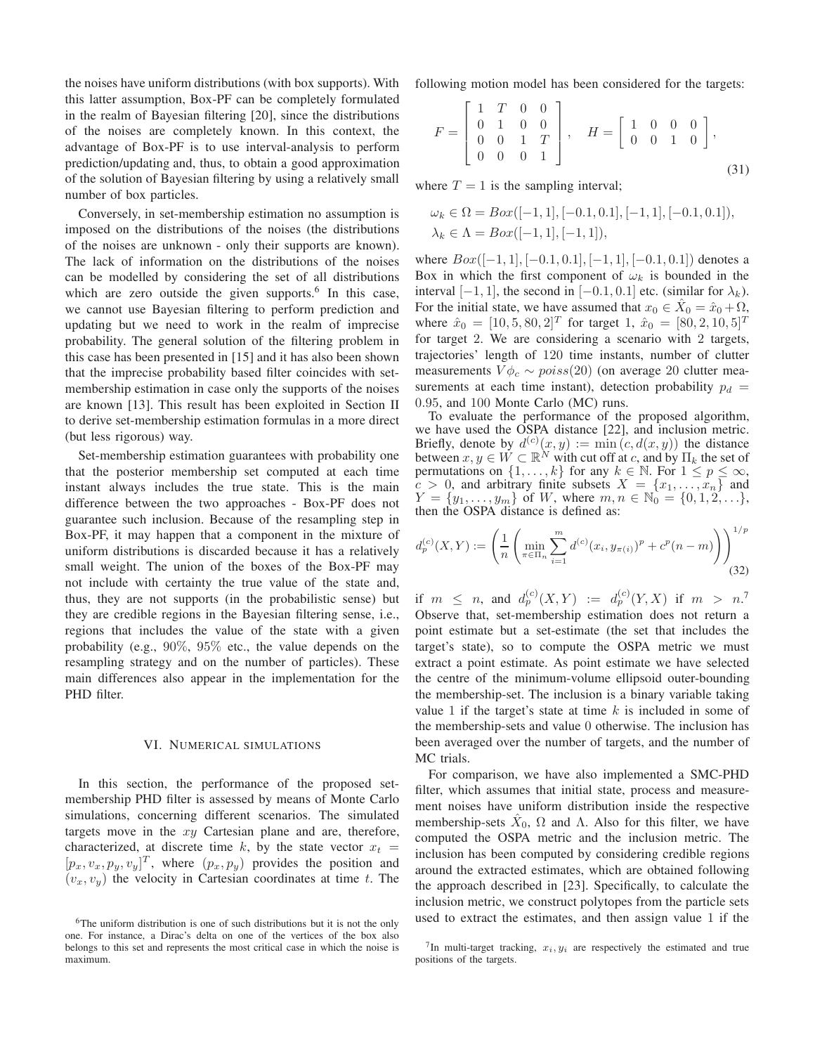the noises have uniform distributions (with box supports). With this latter assumption, Box-PF can be completely formulated in the realm of Bayesian filtering [20], since the distributions of the noises are completely known. In this context, the advantage of Box-PF is to use interval-analysis to perform prediction/updating and, thus, to obtain a good approximation of the solution of Bayesian filtering by using a relatively small number of box particles.

Conversely, in set-membership estimation no assumption is imposed on the distributions of the noises (the distributions of the noises are unknown - only their supports are known). The lack of information on the distributions of the noises can be modelled by considering the set of all distributions which are zero outside the given supports.[6] In this case, we cannot use Bayesian filtering to perform prediction and updating but we need to work in the realm of imprecise probability. The general solution of the filtering problem in this case has been presented in [15] and it has also been shown that the imprecise probability based filter coincides with set-membership estimation in case only the supports of the noises are known [13]. This result has been exploited in Section II to derive set-membership estimation formulas in a more direct (but less rigorous) way.

Set-membership estimation guarantees with probability one that the posterior membership set computed at each time instant always includes the true state. This is the main difference between the two approaches - Box-PF does not guarantee such inclusion. Because of the resampling step in Box-PF, it may happen that a component in the mixture of uniform distributions is discarded because it has a relatively small weight. The union of the boxes of the Box-PF may not include with certainty the true value of the state and, thus, they are not supports (in the probabilistic sense) but they are credible regions in the Bayesian filtering sense, i.e., regions that includes the value of the state with a given probability (e.g., $90\%$, $95\%$ etc., the value depends on the resampling strategy and on the number of particles). These main differences also appear in the implementation for the PHD filter.

## VI. Numerical simulations

In this section, the performance of the proposed set-membership PHD filter is assessed by means of Monte Carlo simulations, concerning different scenarios. The simulated targets move in the $xy$ Cartesian plane and are, therefore, characterized, at discrete time $k$, by the state vector $x_t = [p_x, v_x, p_y, v_y]^T$, where $(p_x, p_y)$ provides the position and $(v_x, v_y)$ the velocity in Cartesian coordinates at time $t$. The following motion model has been considered for the targets:

$$F = \begin{bmatrix} 1 & T & 0 & 0 \\ 0 & 1 & 0 & 0 \\ 0 & 0 & 1 & T \\ 0 & 0 & 0 & 1 \end{bmatrix}, \quad H = \begin{bmatrix} 1 & 0 & 0 & 0 \\ 0 & 0 & 1 & 0 \end{bmatrix}, \tag{31}$$

where $T = 1$ is the sampling interval;

$$\omega_k \in \Omega = Box([-1, 1], [-0.1, 0.1], [-1, 1], [-0.1, 0.1]),$$
$$\lambda_k \in \Lambda = Box([-1, 1], [-1, 1]),$$

where $Box([-1, 1], [-0.1, 0.1], [-1, 1], [-0.1, 0.1])$ denotes a Box in which the first component of $\omega_k$ is bounded in the interval $[-1, 1]$, the second in $[-0.1, 0.1]$ etc. (similar for $\lambda_k$). For the initial state, we have assumed that $x_0 \in \hat{X}_0 = \hat{x}_0 + \Omega$, where $\hat{x}_0 = [10, 5, 80, 2]^T$ for target 1, $\hat{x}_0 = [80, 2, 10, 5]^T$ for target 2. We are considering a scenario with 2 targets, trajectories' length of 120 time instants, number of clutter measurements $V\phi_c \sim poiss(20)$ (on average 20 clutter measurements at each time instant), detection probability $p_d = 0.95$, and 100 Monte Carlo (MC) runs.

To evaluate the performance of the proposed algorithm, we have used the OSPA distance [22], and inclusion metric. Briefly, denote by $d^{(c)}(x, y) := \min(c, d(x, y))$ the distance between $x, y \in W \subset \mathbb{R}^N$ with cut off at $c$, and by $\Pi_k$ the set of permutations on $\{1, \ldots, k\}$ for any $k \in \mathbb{N}$. For $1 \leq p \leq \infty$, $c > 0$, and arbitrary finite subsets $X = \{x_1, \ldots, x_n\}$ and $Y = \{y_1, \ldots, y_m\}$ of $W$, where $m, n \in \mathbb{N}_0 = \{0, 1, 2, \ldots\}$, then the OSPA distance is defined as:

$$d_p^{(c)}(X, Y) := \left( \frac{1}{n} \left( \min_{\pi \in \Pi_n} \sum_{i=1}^{m} d^{(c)}(x_i, y_{\pi(i)})^p + c^p(n - m) \right) \right)^{1/p} \tag{32}$$

if $m \leq n$, and $d_p^{(c)}(X, Y) := d_p^{(c)}(Y, X)$ if $m > n$.[7] Observe that, set-membership estimation does not return a point estimate but a set-estimate (the set that includes the target's state), so to compute the OSPA metric we must extract a point estimate. As point estimate we have selected the centre of the minimum-volume ellipsoid outer-bounding the membership-set. The inclusion is a binary variable taking value 1 if the target's state at time $k$ is included in some of the membership-sets and value 0 otherwise. The inclusion has been averaged over the number of targets, and the number of MC trials.

For comparison, we have also implemented a SMC-PHD filter, which assumes that initial state, process and measurement noises have uniform distribution inside the respective membership-sets $\hat{X}_0$, $\Omega$ and $\Lambda$. Also for this filter, we have computed the OSPA metric and the inclusion metric. The inclusion has been computed by considering credible regions around the extracted estimates, which are obtained following the approach described in [23]. Specifically, to calculate the inclusion metric, we construct polytopes from the particle sets used to extract the estimates, and then assign value 1 if the

[6] The uniform distribution is one of such distributions but it is not the only one. For instance, a Dirac's delta on one of the vertices of the box also belongs to this set and represents the most critical case in which the noise is maximum.

[7] In multi-target tracking, $x_i, y_i$ are respectively the estimated and true positions of the targets.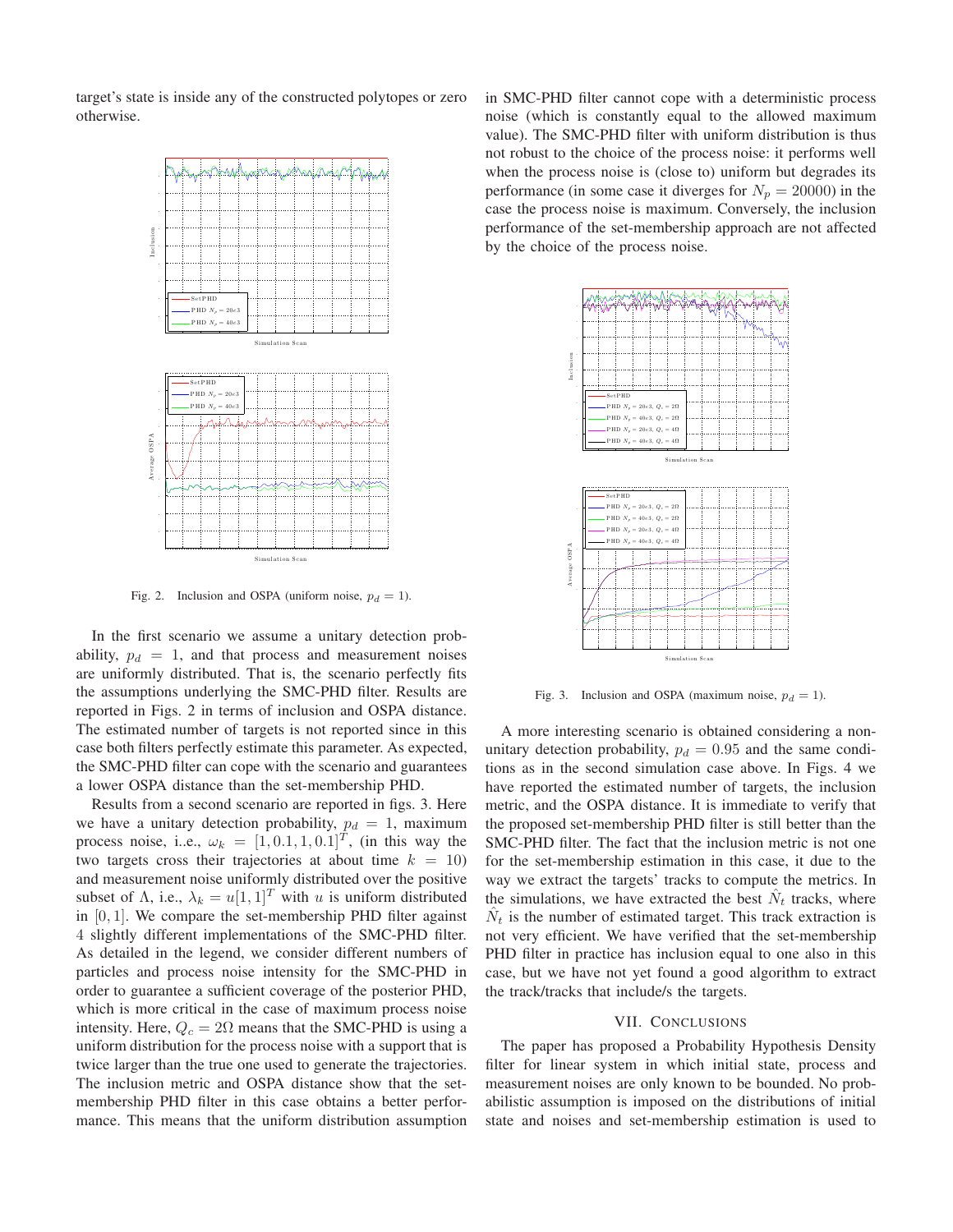target's state is inside any of the constructed polytopes or zero otherwise.

Fig. 2. Inclusion and OSPA (uniform noise, $p_d = 1$).

In the first scenario we assume a unitary detection probability, $p_d = 1$, and that process and measurement noises are uniformly distributed. That is, the scenario perfectly fits the assumptions underlying the SMC-PHD filter. Results are reported in Figs. 2 in terms of inclusion and OSPA distance. The estimated number of targets is not reported since in this case both filters perfectly estimate this parameter. As expected, the SMC-PHD filter can cope with the scenario and guarantees a lower OSPA distance than the set-membership PHD.

Results from a second scenario are reported in figs. 3. Here we have a unitary detection probability, $p_d = 1$, maximum process noise, i..e., $\omega_k = [1, 0.1, 1, 0.1]^T$, (in this way the two targets cross their trajectories at about time $k = 10$) and measurement noise uniformly distributed over the positive subset of $\Lambda$, i.e., $\lambda_k = u[1, 1]^T$ with $u$ is uniform distributed in $[0, 1]$. We compare the set-membership PHD filter against 4 slightly different implementations of the SMC-PHD filter. As detailed in the legend, we consider different numbers of particles and process noise intensity for the SMC-PHD in order to guarantee a sufficient coverage of the posterior PHD, which is more critical in the case of maximum process noise intensity. Here, $Q_c = 2\Omega$ means that the SMC-PHD is using a uniform distribution for the process noise with a support that is twice larger than the true one used to generate the trajectories. The inclusion metric and OSPA distance show that the set-membership PHD filter in this case obtains a better performance. This means that the uniform distribution assumption in SMC-PHD filter cannot cope with a deterministic process noise (which is constantly equal to the allowed maximum value). The SMC-PHD filter with uniform distribution is thus not robust to the choice of the process noise: it performs well when the process noise is (close to) uniform but degrades its performance (in some case it diverges for $N_p = 20000$) in the case the process noise is maximum. Conversely, the inclusion performance of the set-membership approach are not affected by the choice of the process noise.

Fig. 3. Inclusion and OSPA (maximum noise, $p_d = 1$).

A more interesting scenario is obtained considering a non-unitary detection probability, $p_d = 0.95$ and the same conditions as in the second simulation case above. In Figs. 4 we have reported the estimated number of targets, the inclusion metric, and the OSPA distance. It is immediate to verify that the proposed set-membership PHD filter is still better than the SMC-PHD filter. The fact that the inclusion metric is not one for the set-membership estimation in this case, it due to the way we extract the targets' tracks to compute the metrics. In the simulations, we have extracted the best $\hat{N}_t$ tracks, where $\hat{N}_t$ is the number of estimated target. This track extraction is not very efficient. We have verified that the set-membership PHD filter in practice has inclusion equal to one also in this case, but we have not yet found a good algorithm to extract the track/tracks that include/s the targets.

## VII. Conclusions

The paper has proposed a Probability Hypothesis Density filter for linear system in which initial state, process and measurement noises are only known to be bounded. No probabilistic assumption is imposed on the distributions of initial state and noises and set-membership estimation is used to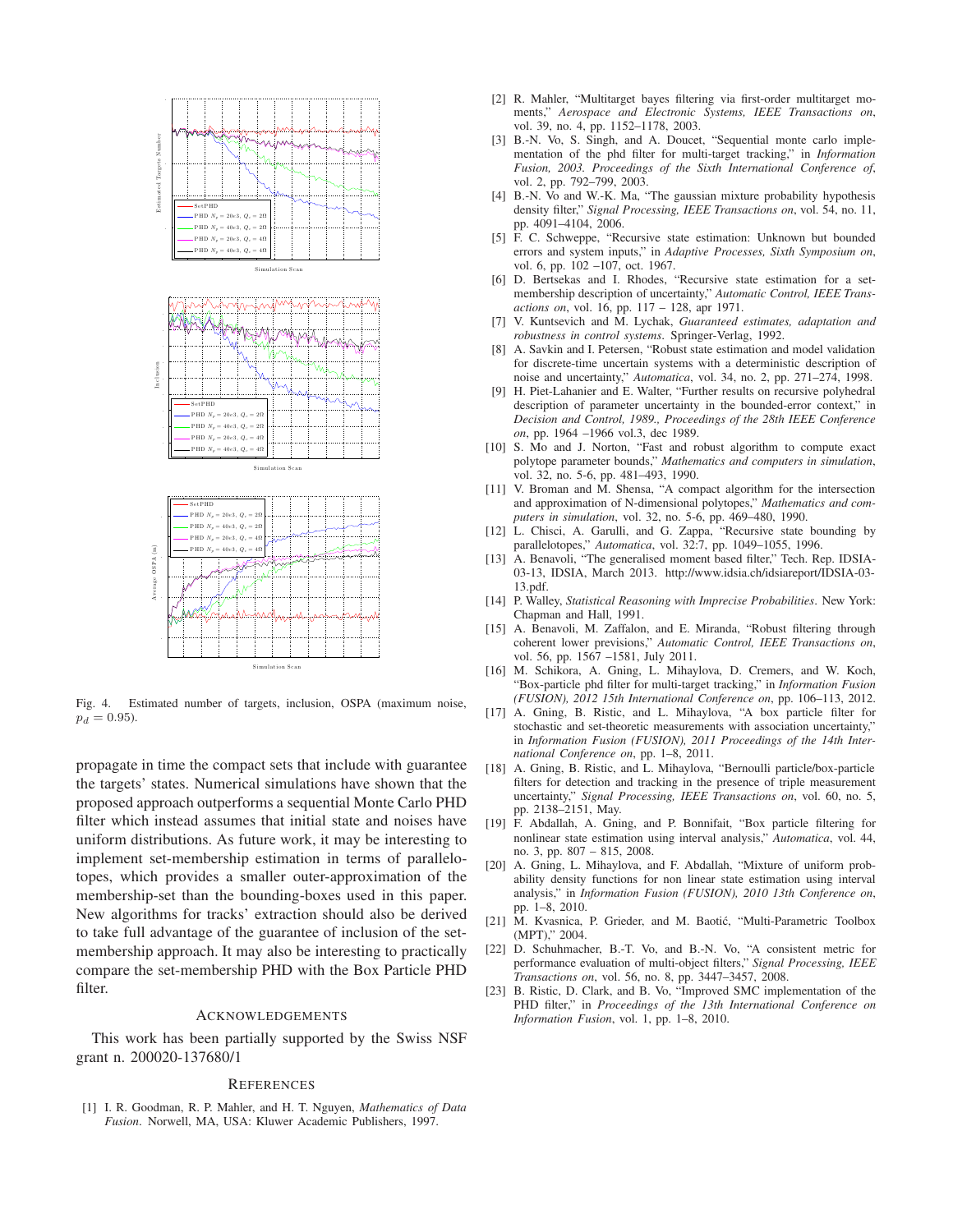Estimated Targets Number

SetPHD
PHD $N_s = 20e3,\ Q_s = 2\Omega$
PHD $N_s = 40e3,\ Q_s = 2\Omega$
PHD $N_s = 20e3,\ Q_s = 4\Omega$
PHD $N_s = 40e3,\ Q_s = 4\Omega$

Simulation Scan

Inclusion

SetPHD
PHD $N_s = 20e3,\ Q_s = 2\Omega$
PHD $N_s = 40e3,\ Q_s = 2\Omega$
PHD $N_s = 20e3,\ Q_s = 4\Omega$
PHD $N_s = 40e3,\ Q_s = 4\Omega$

Simulation Scan

Average OSPA (m)

SetPHD
PHD $N_s = 20e3,\ Q_s = 2\Omega$
PHD $N_s = 40e3,\ Q_s = 2\Omega$
PHD $N_s = 20e3,\ Q_s = 4\Omega$
PHD $N_s = 40e3,\ Q_s = 4\Omega$

Simulation Scan

Fig. 4. Estimated number of targets, inclusion, OSPA (maximum noise, $p_d = 0.95$).

propagate in time the compact sets that include with guarantee the targets' states. Numerical simulations have shown that the proposed approach outperforms a sequential Monte Carlo PHD filter which instead assumes that initial state and noises have uniform distributions. As future work, it may be interesting to implement set-membership estimation in terms of parallelotopes, which provides a smaller outer-approximation of the membership-set than the bounding-boxes used in this paper. New algorithms for tracks' extraction should also be derived to take full advantage of the guarantee of inclusion of the set-membership approach. It may also be interesting to practically compare the set-membership PHD with the Box Particle PHD filter.

## Acknowledgements

This work has been partially supported by the Swiss NSF grant n. 200020-137680/1

## References

[1] I. R. Goodman, R. P. Mahler, and H. T. Nguyen, *Mathematics of Data Fusion*. Norwell, MA, USA: Kluwer Academic Publishers, 1997.

[2] R. Mahler, "Multitarget bayes filtering via first-order multitarget moments," *Aerospace and Electronic Systems, IEEE Transactions on*, vol. 39, no. 4, pp. 1152–1178, 2003.

[3] B.-N. Vo, S. Singh, and A. Doucet, "Sequential monte carlo implementation of the phd filter for multi-target tracking," in *Information Fusion, 2003. Proceedings of the Sixth International Conference of*, vol. 2, pp. 792–799, 2003.

[4] B.-N. Vo and W.-K. Ma, "The gaussian mixture probability hypothesis density filter," *Signal Processing, IEEE Transactions on*, vol. 54, no. 11, pp. 4091–4104, 2006.

[5] F. C. Schweppe, "Recursive state estimation: Unknown but bounded errors and system inputs," in *Adaptive Processes, Sixth Symposium on*, vol. 6, pp. 102 –107, oct. 1967.

[6] D. Bertsekas and I. Rhodes, "Recursive state estimation for a set-membership description of uncertainty," *Automatic Control, IEEE Transactions on*, vol. 16, pp. 117 – 128, apr 1971.

[7] V. Kuntsevich and M. Lychak, *Guaranteed estimates, adaptation and robustness in control systems*. Springer-Verlag, 1992.

[8] A. Savkin and I. Petersen, "Robust state estimation and model validation for discrete-time uncertain systems with a deterministic description of noise and uncertainty," *Automatica*, vol. 34, no. 2, pp. 271–274, 1998.

[9] H. Piet-Lahanier and E. Walter, "Further results on recursive polyhedral description of parameter uncertainty in the bounded-error context," in *Decision and Control, 1989., Proceedings of the 28th IEEE Conference on*, pp. 1964 –1966 vol.3, dec 1989.

[10] S. Mo and J. Norton, "Fast and robust algorithm to compute exact polytope parameter bounds," *Mathematics and computers in simulation*, vol. 32, no. 5-6, pp. 481–493, 1990.

[11] V. Broman and M. Shensa, "A compact algorithm for the intersection and approximation of N-dimensional polytopes," *Mathematics and computers in simulation*, vol. 32, no. 5-6, pp. 469–480, 1990.

[12] L. Chisci, A. Garulli, and G. Zappa, "Recursive state bounding by parallelotopes," *Automatica*, vol. 32:7, pp. 1049–1055, 1996.

[13] A. Benavoli, "The generalised moment based filter," Tech. Rep. IDSIA-03-13, IDSIA, March 2013. http://www.idsia.ch/idsiareport/IDSIA-03-13.pdf.

[14] P. Walley, *Statistical Reasoning with Imprecise Probabilities*. New York: Chapman and Hall, 1991.

[15] A. Benavoli, M. Zaffalon, and E. Miranda, "Robust filtering through coherent lower previsions," *Automatic Control, IEEE Transactions on*, vol. 56, pp. 1567 –1581, July 2011.

[16] M. Schikora, A. Gning, L. Mihaylova, D. Cremers, and W. Koch, "Box-particle phd filter for multi-target tracking," in *Information Fusion (FUSION), 2012 15th International Conference on*, pp. 106–113, 2012.

[17] A. Gning, B. Ristic, and L. Mihaylova, "A box particle filter for stochastic and set-theoretic measurements with association uncertainty," in *Information Fusion (FUSION), 2011 Proceedings of the 14th International Conference on*, pp. 1–8, 2011.

[18] A. Gning, B. Ristic, and L. Mihaylova, "Bernoulli particle/box-particle filters for detection and tracking in the presence of triple measurement uncertainty," *Signal Processing, IEEE Transactions on*, vol. 60, no. 5, pp. 2138–2151, May.

[19] F. Abdallah, A. Gning, and P. Bonnifait, "Box particle filtering for nonlinear state estimation using interval analysis," *Automatica*, vol. 44, no. 3, pp. 807 – 815, 2008.

[20] A. Gning, L. Mihaylova, and F. Abdallah, "Mixture of uniform probability density functions for non linear state estimation using interval analysis," in *Information Fusion (FUSION), 2010 13th Conference on*, pp. 1–8, 2010.

[21] M. Kvasnica, P. Grieder, and M. Baotić, "Multi-Parametric Toolbox (MPT)," 2004.

[22] D. Schuhmacher, B.-T. Vo, and B.-N. Vo, "A consistent metric for performance evaluation of multi-object filters," *Signal Processing, IEEE Transactions on*, vol. 56, no. 8, pp. 3447–3457, 2008.

[23] B. Ristic, D. Clark, and B. Vo, "Improved SMC implementation of the PHD filter," in *Proceedings of the 13th International Conference on Information Fusion*, vol. 1, pp. 1–8, 2010.